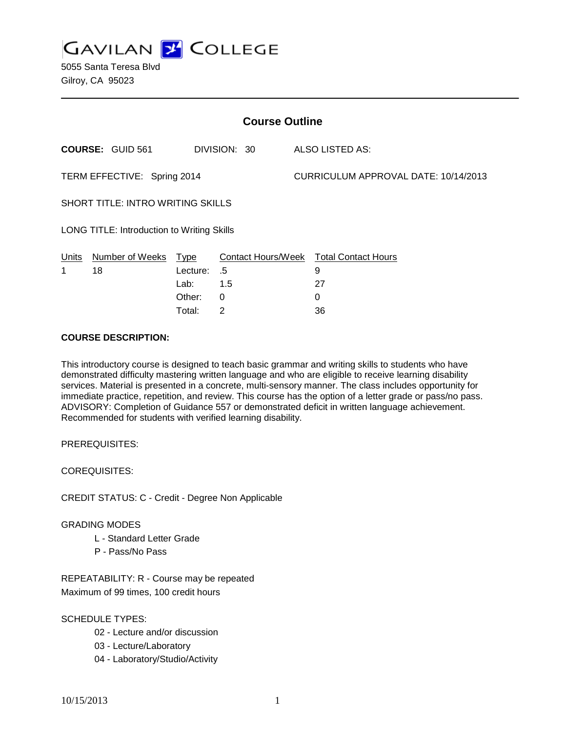# GAVILAN COLLEGE

5055 Santa Teresa Blvd
Gilroy, CA 95023

## Course Outline

**COURSE:** GUID 561 DIVISION: 30 ALSO LISTED AS:

TERM EFFECTIVE: Spring 2014 CURRICULUM APPROVAL DATE: 10/14/2013

SHORT TITLE: INTRO WRITING SKILLS

LONG TITLE: Introduction to Writing Skills

| Units | Number of Weeks | Type | Contact Hours/Week | Total Contact Hours |
|---|---|---|---|---|
| 1 | 18 | Lecture: | .5 | 9 |
| | | Lab: | 1.5 | 27 |
| | | Other: | 0 | 0 |
| | | Total: | 2 | 36 |

**COURSE DESCRIPTION:**

This introductory course is designed to teach basic grammar and writing skills to students who have demonstrated difficulty mastering written language and who are eligible to receive learning disability services. Material is presented in a concrete, multi-sensory manner. The class includes opportunity for immediate practice, repetition, and review. This course has the option of a letter grade or pass/no pass. ADVISORY: Completion of Guidance 557 or demonstrated deficit in written language achievement. Recommended for students with verified learning disability.

PREREQUISITES:

COREQUISITES:

CREDIT STATUS: C - Credit - Degree Non Applicable

GRADING MODES

- L - Standard Letter Grade
- P - Pass/No Pass

REPEATABILITY: R - Course may be repeated
Maximum of 99 times, 100 credit hours

SCHEDULE TYPES:

- 02 - Lecture and/or discussion
- 03 - Lecture/Laboratory
- 04 - Laboratory/Studio/Activity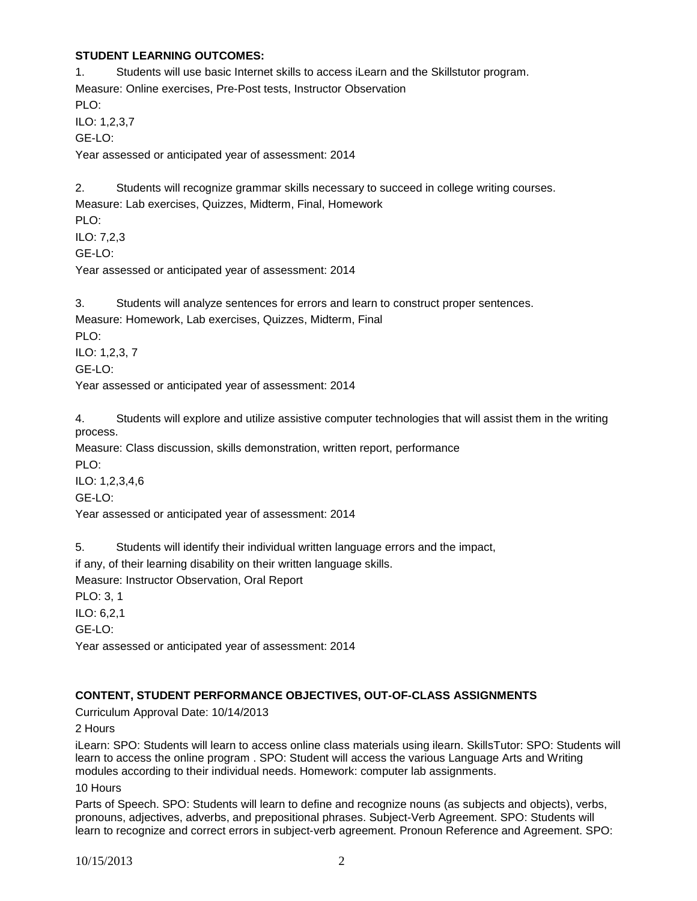**STUDENT LEARNING OUTCOMES:**

1. Students will use basic Internet skills to access iLearn and the Skillstutor program.

Measure: Online exercises, Pre-Post tests, Instructor Observation

PLO:

ILO: 1,2,3,7

GE-LO:

Year assessed or anticipated year of assessment: 2014

2. Students will recognize grammar skills necessary to succeed in college writing courses.

Measure: Lab exercises, Quizzes, Midterm, Final, Homework

PLO:

ILO: 7,2,3

GE-LO:

Year assessed or anticipated year of assessment: 2014

3. Students will analyze sentences for errors and learn to construct proper sentences.

Measure: Homework, Lab exercises, Quizzes, Midterm, Final

PLO:

ILO: 1,2,3, 7

GE-LO:

Year assessed or anticipated year of assessment: 2014

4. Students will explore and utilize assistive computer technologies that will assist them in the writing process.

Measure: Class discussion, skills demonstration, written report, performance

PLO:

ILO: 1,2,3,4,6

GE-LO:

Year assessed or anticipated year of assessment: 2014

5. Students will identify their individual written language errors and the impact, if any, of their learning disability on their written language skills.

Measure: Instructor Observation, Oral Report

PLO: 3, 1

ILO: 6,2,1

GE-LO:

Year assessed or anticipated year of assessment: 2014

**CONTENT, STUDENT PERFORMANCE OBJECTIVES, OUT-OF-CLASS ASSIGNMENTS**

Curriculum Approval Date: 10/14/2013

2 Hours

iLearn: SPO: Students will learn to access online class materials using ilearn. SkillsTutor: SPO: Students will learn to access the online program . SPO: Student will access the various Language Arts and Writing modules according to their individual needs. Homework: computer lab assignments.

10 Hours

Parts of Speech. SPO: Students will learn to define and recognize nouns (as subjects and objects), verbs, pronouns, adjectives, adverbs, and prepositional phrases. Subject-Verb Agreement. SPO: Students will learn to recognize and correct errors in subject-verb agreement. Pronoun Reference and Agreement. SPO: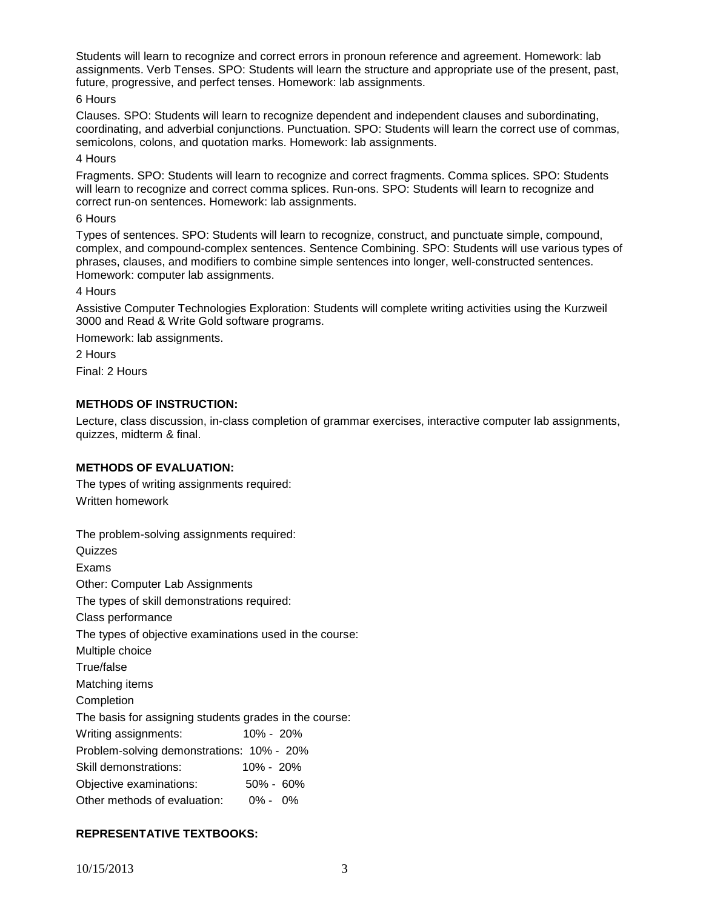Students will learn to recognize and correct errors in pronoun reference and agreement. Homework: lab assignments. Verb Tenses. SPO: Students will learn the structure and appropriate use of the present, past, future, progressive, and perfect tenses. Homework: lab assignments.

6 Hours

Clauses. SPO: Students will learn to recognize dependent and independent clauses and subordinating, coordinating, and adverbial conjunctions. Punctuation. SPO: Students will learn the correct use of commas, semicolons, colons, and quotation marks. Homework: lab assignments.

4 Hours

Fragments. SPO: Students will learn to recognize and correct fragments. Comma splices. SPO: Students will learn to recognize and correct comma splices. Run-ons. SPO: Students will learn to recognize and correct run-on sentences. Homework: lab assignments.

6 Hours

Types of sentences. SPO: Students will learn to recognize, construct, and punctuate simple, compound, complex, and compound-complex sentences. Sentence Combining. SPO: Students will use various types of phrases, clauses, and modifiers to combine simple sentences into longer, well-constructed sentences. Homework: computer lab assignments.

4 Hours

Assistive Computer Technologies Exploration: Students will complete writing activities using the Kurzweil 3000 and Read & Write Gold software programs.

Homework: lab assignments.

2 Hours

Final: 2 Hours

**METHODS OF INSTRUCTION:**

Lecture, class discussion, in-class completion of grammar exercises, interactive computer lab assignments, quizzes, midterm & final.

**METHODS OF EVALUATION:**

The types of writing assignments required:

Written homework

The problem-solving assignments required:

Quizzes

Exams

Other: Computer Lab Assignments

The types of skill demonstrations required:

Class performance

The types of objective examinations used in the course:

Multiple choice

True/false

Matching items

Completion

The basis for assigning students grades in the course:

| | |
|---|---|
| Writing assignments: | 10% - 20% |
| Problem-solving demonstrations: | 10% - 20% |
| Skill demonstrations: | 10% - 20% |
| Objective examinations: | 50% - 60% |
| Other methods of evaluation: | 0% - 0% |

**REPRESENTATIVE TEXTBOOKS:**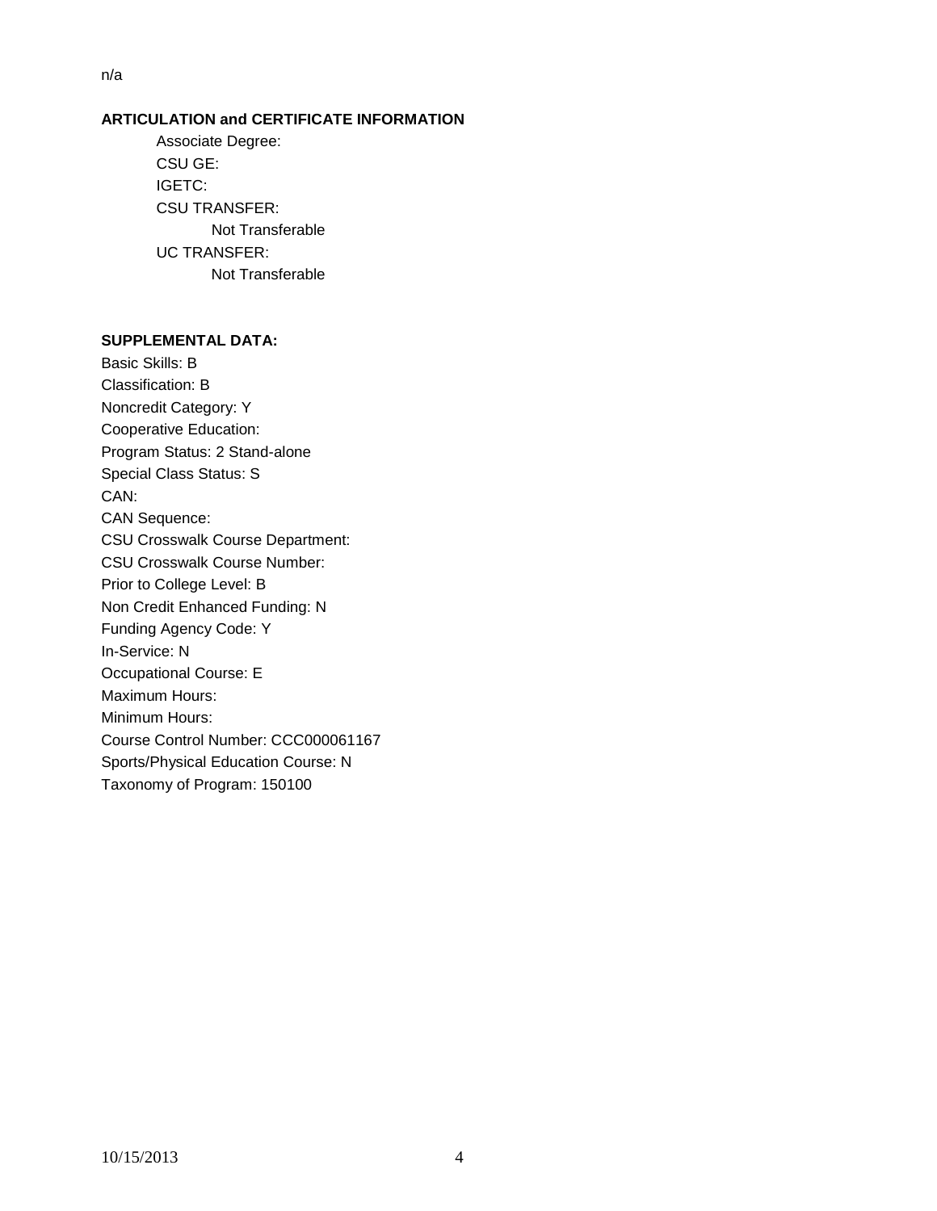n/a

**ARTICULATION and CERTIFICATE INFORMATION**

Associate Degree:
CSU GE:
IGETC:
CSU TRANSFER:
Not Transferable
UC TRANSFER:
Not Transferable

**SUPPLEMENTAL DATA:**

Basic Skills: B
Classification: B
Noncredit Category: Y
Cooperative Education:
Program Status: 2 Stand-alone
Special Class Status: S
CAN:
CAN Sequence:
CSU Crosswalk Course Department:
CSU Crosswalk Course Number:
Prior to College Level: B
Non Credit Enhanced Funding: N
Funding Agency Code: Y
In-Service: N
Occupational Course: E
Maximum Hours:
Minimum Hours:
Course Control Number: CCC000061167
Sports/Physical Education Course: N
Taxonomy of Program: 150100